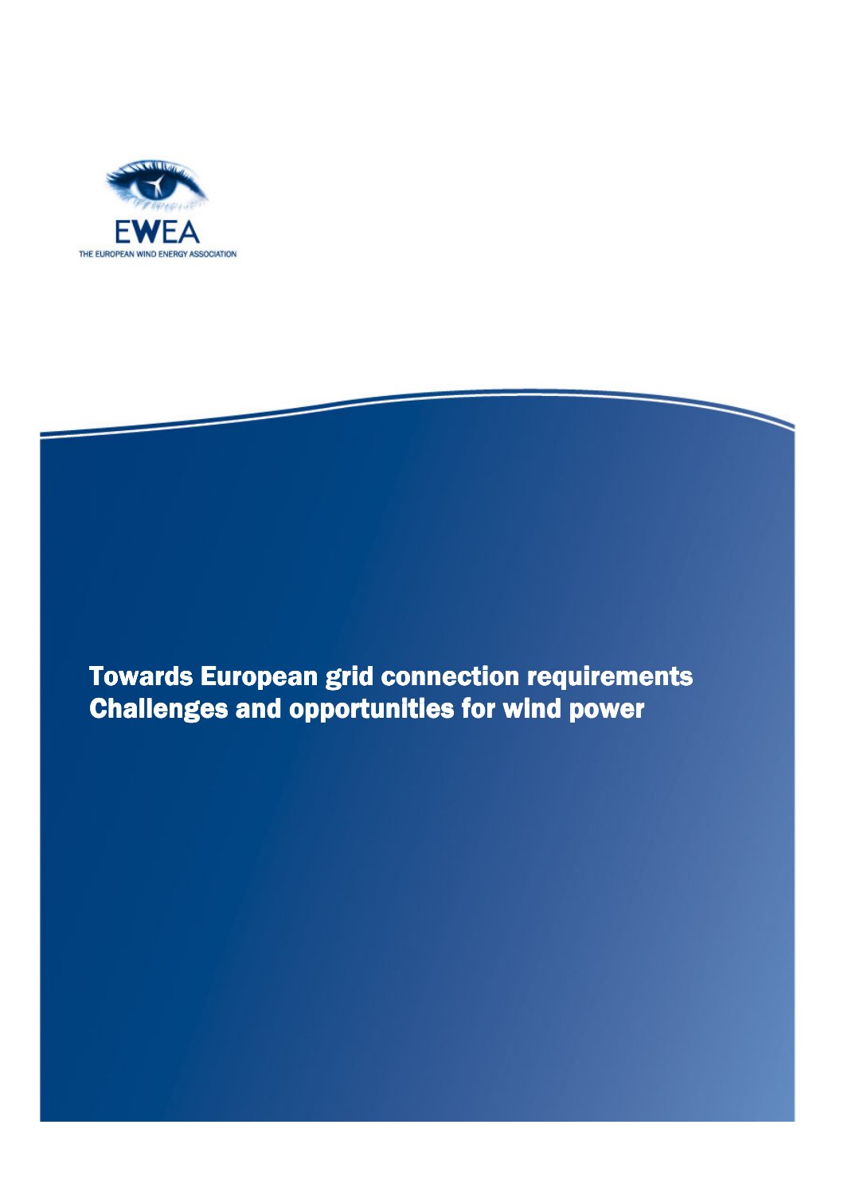EWEA

THE EUROPEAN WIND ENERGY ASSOCIATION

# Towards European grid connection requirements
# Challenges and opportunities for wind power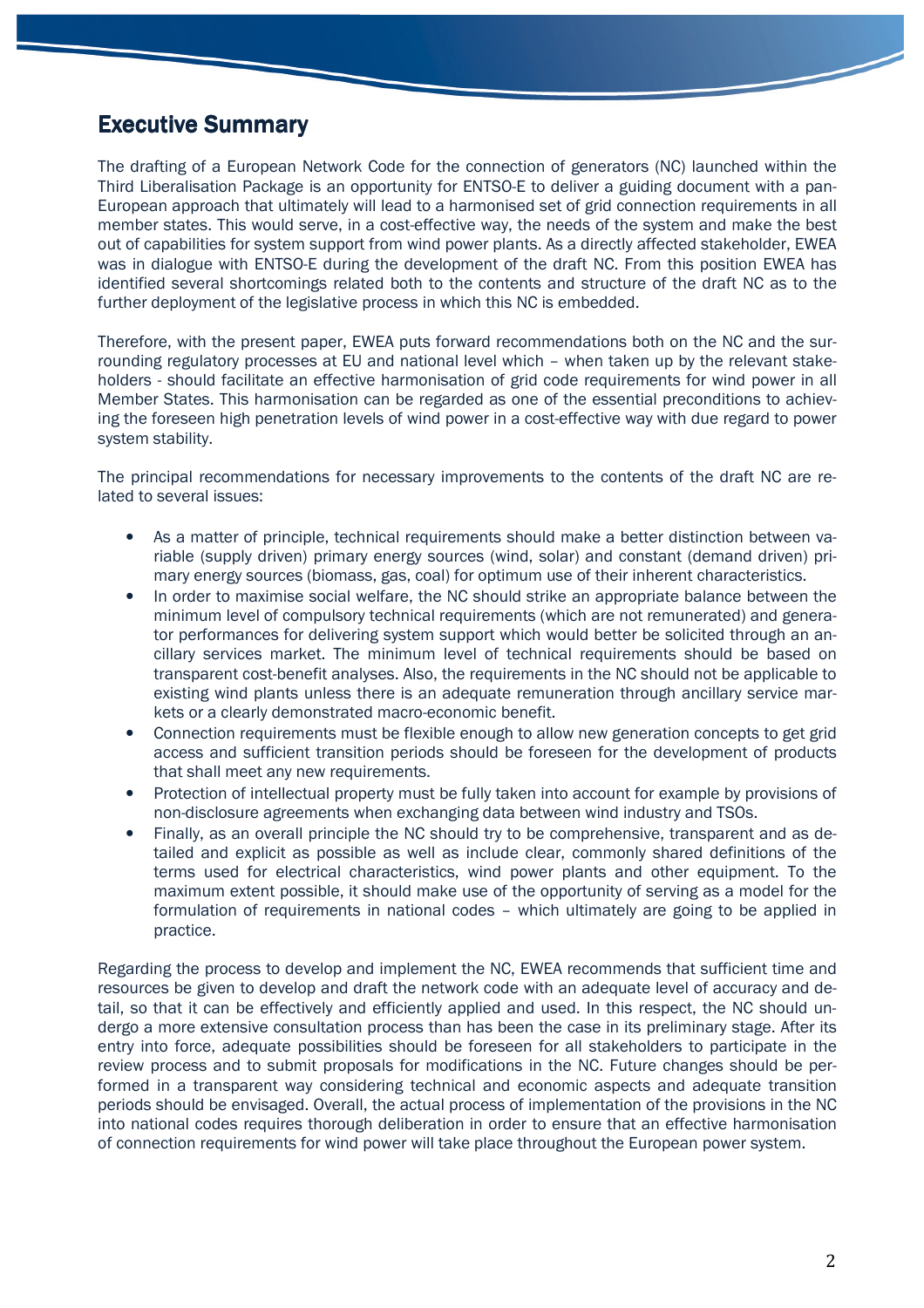## Executive Summary

The drafting of a European Network Code for the connection of generators (NC) launched within the Third Liberalisation Package is an opportunity for ENTSO-E to deliver a guiding document with a pan-European approach that ultimately will lead to a harmonised set of grid connection requirements in all member states. This would serve, in a cost-effective way, the needs of the system and make the best out of capabilities for system support from wind power plants. As a directly affected stakeholder, EWEA was in dialogue with ENTSO-E during the development of the draft NC. From this position EWEA has identified several shortcomings related both to the contents and structure of the draft NC as to the further deployment of the legislative process in which this NC is embedded.

Therefore, with the present paper, EWEA puts forward recommendations both on the NC and the surrounding regulatory processes at EU and national level which – when taken up by the relevant stakeholders - should facilitate an effective harmonisation of grid code requirements for wind power in all Member States. This harmonisation can be regarded as one of the essential preconditions to achieving the foreseen high penetration levels of wind power in a cost-effective way with due regard to power system stability.

The principal recommendations for necessary improvements to the contents of the draft NC are related to several issues:

- As a matter of principle, technical requirements should make a better distinction between variable (supply driven) primary energy sources (wind, solar) and constant (demand driven) primary energy sources (biomass, gas, coal) for optimum use of their inherent characteristics.
- In order to maximise social welfare, the NC should strike an appropriate balance between the minimum level of compulsory technical requirements (which are not remunerated) and generator performances for delivering system support which would better be solicited through an ancillary services market. The minimum level of technical requirements should be based on transparent cost-benefit analyses. Also, the requirements in the NC should not be applicable to existing wind plants unless there is an adequate remuneration through ancillary service markets or a clearly demonstrated macro-economic benefit.
- Connection requirements must be flexible enough to allow new generation concepts to get grid access and sufficient transition periods should be foreseen for the development of products that shall meet any new requirements.
- Protection of intellectual property must be fully taken into account for example by provisions of non-disclosure agreements when exchanging data between wind industry and TSOs.
- Finally, as an overall principle the NC should try to be comprehensive, transparent and as detailed and explicit as possible as well as include clear, commonly shared definitions of the terms used for electrical characteristics, wind power plants and other equipment. To the maximum extent possible, it should make use of the opportunity of serving as a model for the formulation of requirements in national codes – which ultimately are going to be applied in practice.

Regarding the process to develop and implement the NC, EWEA recommends that sufficient time and resources be given to develop and draft the network code with an adequate level of accuracy and detail, so that it can be effectively and efficiently applied and used. In this respect, the NC should undergo a more extensive consultation process than has been the case in its preliminary stage. After its entry into force, adequate possibilities should be foreseen for all stakeholders to participate in the review process and to submit proposals for modifications in the NC. Future changes should be performed in a transparent way considering technical and economic aspects and adequate transition periods should be envisaged. Overall, the actual process of implementation of the provisions in the NC into national codes requires thorough deliberation in order to ensure that an effective harmonisation of connection requirements for wind power will take place throughout the European power system.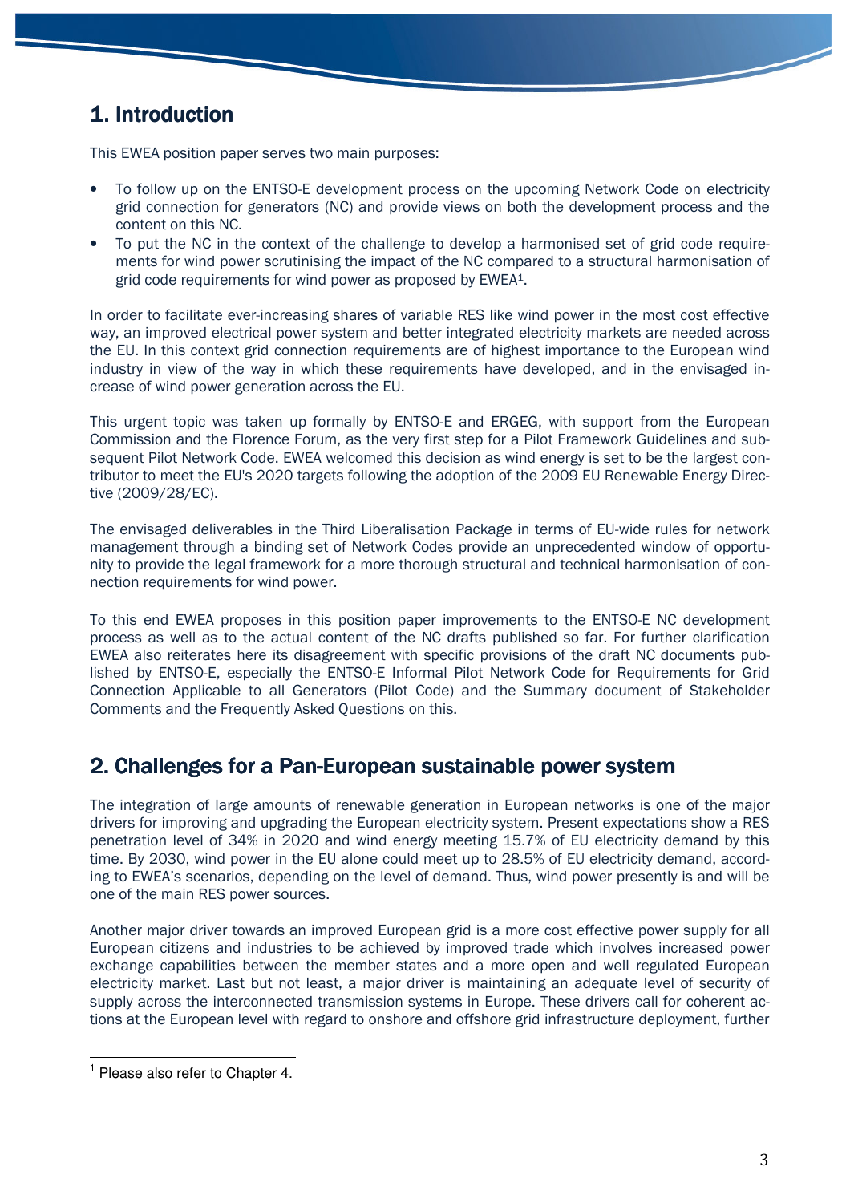## 1. Introduction

This EWEA position paper serves two main purposes:

- To follow up on the ENTSO-E development process on the upcoming Network Code on electricity grid connection for generators (NC) and provide views on both the development process and the content on this NC.
- To put the NC in the context of the challenge to develop a harmonised set of grid code requirements for wind power scrutinising the impact of the NC compared to a structural harmonisation of grid code requirements for wind power as proposed by EWEA[1].

In order to facilitate ever-increasing shares of variable RES like wind power in the most cost effective way, an improved electrical power system and better integrated electricity markets are needed across the EU. In this context grid connection requirements are of highest importance to the European wind industry in view of the way in which these requirements have developed, and in the envisaged increase of wind power generation across the EU.

This urgent topic was taken up formally by ENTSO-E and ERGEG, with support from the European Commission and the Florence Forum, as the very first step for a Pilot Framework Guidelines and subsequent Pilot Network Code. EWEA welcomed this decision as wind energy is set to be the largest contributor to meet the EU's 2020 targets following the adoption of the 2009 EU Renewable Energy Directive (2009/28/EC).

The envisaged deliverables in the Third Liberalisation Package in terms of EU-wide rules for network management through a binding set of Network Codes provide an unprecedented window of opportunity to provide the legal framework for a more thorough structural and technical harmonisation of connection requirements for wind power.

To this end EWEA proposes in this position paper improvements to the ENTSO-E NC development process as well as to the actual content of the NC drafts published so far. For further clarification EWEA also reiterates here its disagreement with specific provisions of the draft NC documents published by ENTSO-E, especially the ENTSO-E Informal Pilot Network Code for Requirements for Grid Connection Applicable to all Generators (Pilot Code) and the Summary document of Stakeholder Comments and the Frequently Asked Questions on this.

## 2. Challenges for a Pan-European sustainable power system

The integration of large amounts of renewable generation in European networks is one of the major drivers for improving and upgrading the European electricity system. Present expectations show a RES penetration level of 34% in 2020 and wind energy meeting 15.7% of EU electricity demand by this time. By 2030, wind power in the EU alone could meet up to 28.5% of EU electricity demand, according to EWEA's scenarios, depending on the level of demand. Thus, wind power presently is and will be one of the main RES power sources.

Another major driver towards an improved European grid is a more cost effective power supply for all European citizens and industries to be achieved by improved trade which involves increased power exchange capabilities between the member states and a more open and well regulated European electricity market. Last but not least, a major driver is maintaining an adequate level of security of supply across the interconnected transmission systems in Europe. These drivers call for coherent actions at the European level with regard to onshore and offshore grid infrastructure deployment, further

[1] Please also refer to Chapter 4.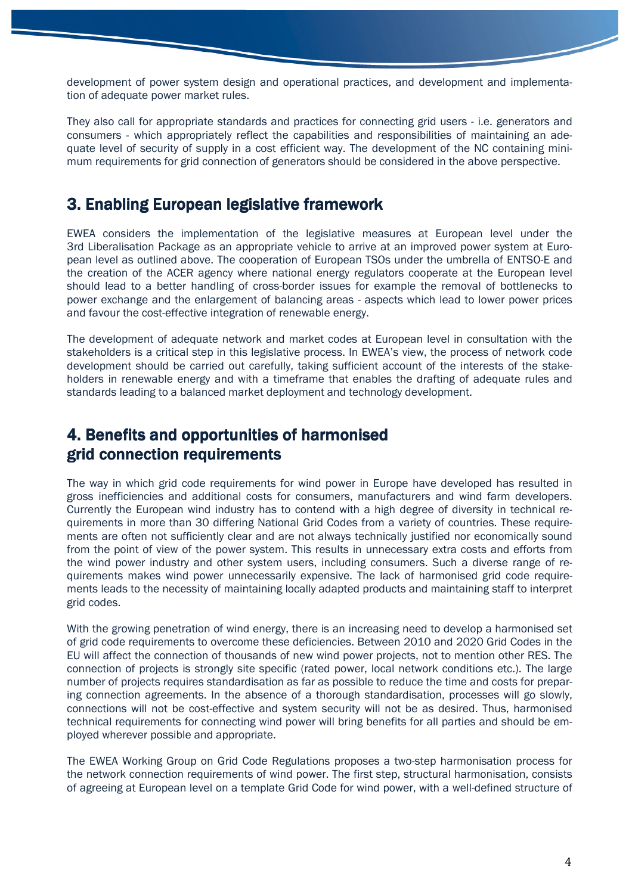development of power system design and operational practices, and development and implementation of adequate power market rules.

They also call for appropriate standards and practices for connecting grid users - i.e. generators and consumers - which appropriately reflect the capabilities and responsibilities of maintaining an adequate level of security of supply in a cost efficient way. The development of the NC containing minimum requirements for grid connection of generators should be considered in the above perspective.

## 3. Enabling European legislative framework

EWEA considers the implementation of the legislative measures at European level under the 3rd Liberalisation Package as an appropriate vehicle to arrive at an improved power system at European level as outlined above. The cooperation of European TSOs under the umbrella of ENTSO-E and the creation of the ACER agency where national energy regulators cooperate at the European level should lead to a better handling of cross-border issues for example the removal of bottlenecks to power exchange and the enlargement of balancing areas - aspects which lead to lower power prices and favour the cost-effective integration of renewable energy.

The development of adequate network and market codes at European level in consultation with the stakeholders is a critical step in this legislative process. In EWEA's view, the process of network code development should be carried out carefully, taking sufficient account of the interests of the stakeholders in renewable energy and with a timeframe that enables the drafting of adequate rules and standards leading to a balanced market deployment and technology development.

## 4. Benefits and opportunities of harmonised grid connection requirements

The way in which grid code requirements for wind power in Europe have developed has resulted in gross inefficiencies and additional costs for consumers, manufacturers and wind farm developers. Currently the European wind industry has to contend with a high degree of diversity in technical requirements in more than 30 differing National Grid Codes from a variety of countries. These requirements are often not sufficiently clear and are not always technically justified nor economically sound from the point of view of the power system. This results in unnecessary extra costs and efforts from the wind power industry and other system users, including consumers. Such a diverse range of requirements makes wind power unnecessarily expensive. The lack of harmonised grid code requirements leads to the necessity of maintaining locally adapted products and maintaining staff to interpret grid codes.

With the growing penetration of wind energy, there is an increasing need to develop a harmonised set of grid code requirements to overcome these deficiencies. Between 2010 and 2020 Grid Codes in the EU will affect the connection of thousands of new wind power projects, not to mention other RES. The connection of projects is strongly site specific (rated power, local network conditions etc.). The large number of projects requires standardisation as far as possible to reduce the time and costs for preparing connection agreements. In the absence of a thorough standardisation, processes will go slowly, connections will not be cost-effective and system security will not be as desired. Thus, harmonised technical requirements for connecting wind power will bring benefits for all parties and should be employed wherever possible and appropriate.

The EWEA Working Group on Grid Code Regulations proposes a two-step harmonisation process for the network connection requirements of wind power. The first step, structural harmonisation, consists of agreeing at European level on a template Grid Code for wind power, with a well-defined structure of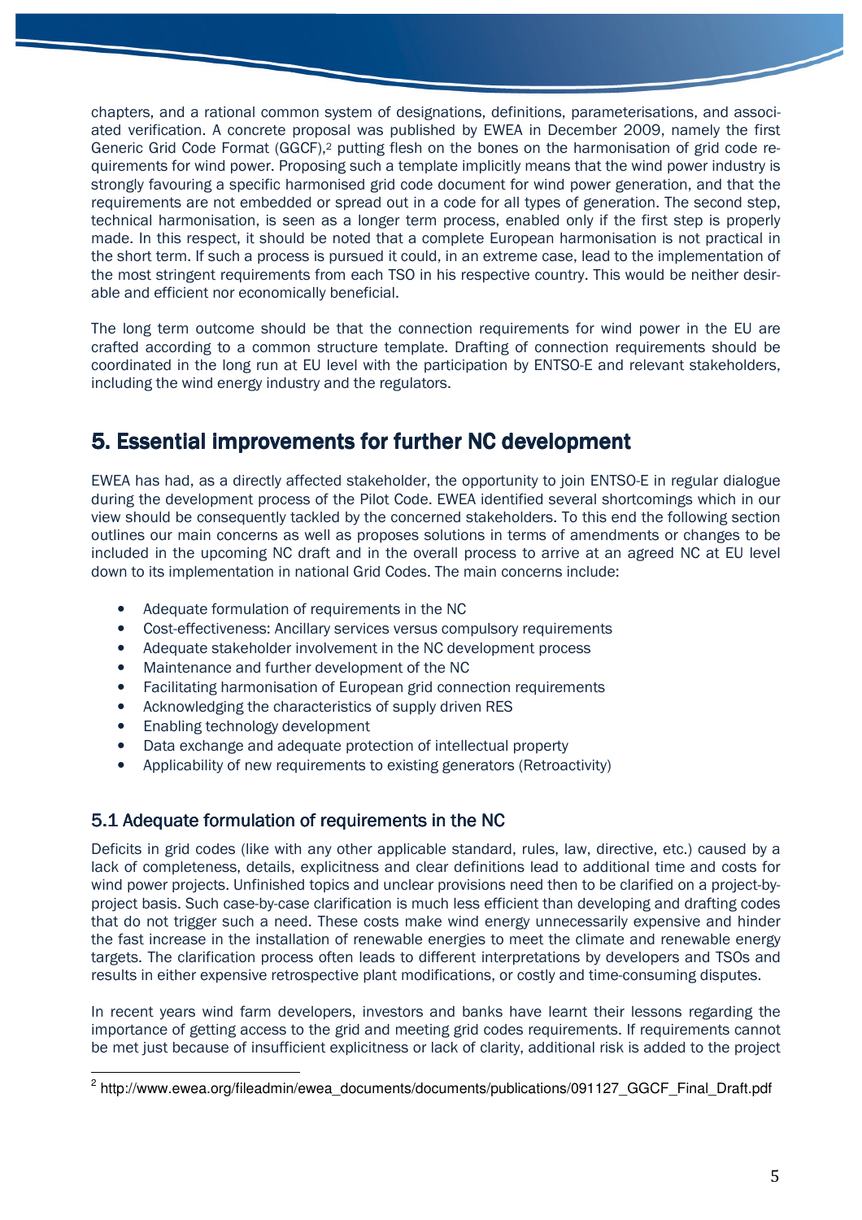chapters, and a rational common system of designations, definitions, parameterisations, and associated verification. A concrete proposal was published by EWEA in December 2009, namely the first Generic Grid Code Format (GGCF),[2] putting flesh on the bones on the harmonisation of grid code requirements for wind power. Proposing such a template implicitly means that the wind power industry is strongly favouring a specific harmonised grid code document for wind power generation, and that the requirements are not embedded or spread out in a code for all types of generation. The second step, technical harmonisation, is seen as a longer term process, enabled only if the first step is properly made. In this respect, it should be noted that a complete European harmonisation is not practical in the short term. If such a process is pursued it could, in an extreme case, lead to the implementation of the most stringent requirements from each TSO in his respective country. This would be neither desirable and efficient nor economically beneficial.

The long term outcome should be that the connection requirements for wind power in the EU are crafted according to a common structure template. Drafting of connection requirements should be coordinated in the long run at EU level with the participation by ENTSO-E and relevant stakeholders, including the wind energy industry and the regulators.

## 5. Essential improvements for further NC development

EWEA has had, as a directly affected stakeholder, the opportunity to join ENTSO-E in regular dialogue during the development process of the Pilot Code. EWEA identified several shortcomings which in our view should be consequently tackled by the concerned stakeholders. To this end the following section outlines our main concerns as well as proposes solutions in terms of amendments or changes to be included in the upcoming NC draft and in the overall process to arrive at an agreed NC at EU level down to its implementation in national Grid Codes. The main concerns include:

- Adequate formulation of requirements in the NC
- Cost-effectiveness: Ancillary services versus compulsory requirements
- Adequate stakeholder involvement in the NC development process
- Maintenance and further development of the NC
- Facilitating harmonisation of European grid connection requirements
- Acknowledging the characteristics of supply driven RES
- Enabling technology development
- Data exchange and adequate protection of intellectual property
- Applicability of new requirements to existing generators (Retroactivity)

### 5.1 Adequate formulation of requirements in the NC

Deficits in grid codes (like with any other applicable standard, rules, law, directive, etc.) caused by a lack of completeness, details, explicitness and clear definitions lead to additional time and costs for wind power projects. Unfinished topics and unclear provisions need then to be clarified on a project-by-project basis. Such case-by-case clarification is much less efficient than developing and drafting codes that do not trigger such a need. These costs make wind energy unnecessarily expensive and hinder the fast increase in the installation of renewable energies to meet the climate and renewable energy targets. The clarification process often leads to different interpretations by developers and TSOs and results in either expensive retrospective plant modifications, or costly and time-consuming disputes.

In recent years wind farm developers, investors and banks have learnt their lessons regarding the importance of getting access to the grid and meeting grid codes requirements. If requirements cannot be met just because of insufficient explicitness or lack of clarity, additional risk is added to the project

[2] http://www.ewea.org/fileadmin/ewea_documents/documents/publications/091127_GGCF_Final_Draft.pdf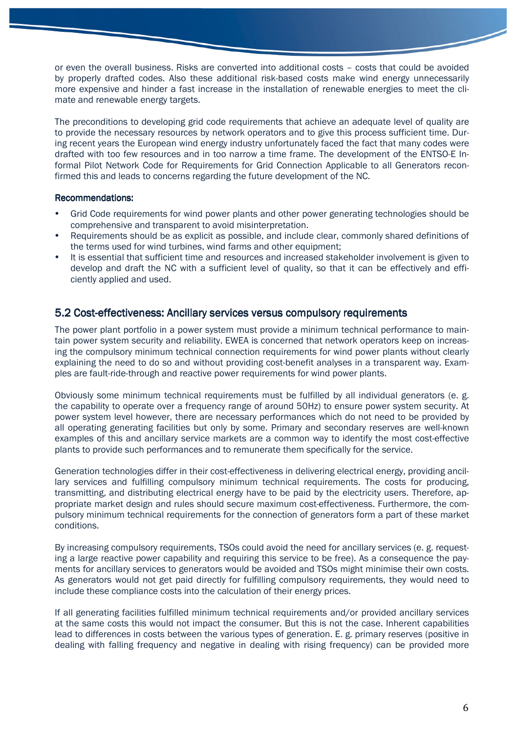or even the overall business. Risks are converted into additional costs – costs that could be avoided by properly drafted codes. Also these additional risk-based costs make wind energy unnecessarily more expensive and hinder a fast increase in the installation of renewable energies to meet the climate and renewable energy targets.

The preconditions to developing grid code requirements that achieve an adequate level of quality are to provide the necessary resources by network operators and to give this process sufficient time. During recent years the European wind energy industry unfortunately faced the fact that many codes were drafted with too few resources and in too narrow a time frame. The development of the ENTSO-E Informal Pilot Network Code for Requirements for Grid Connection Applicable to all Generators reconfirmed this and leads to concerns regarding the future development of the NC.

**Recommendations:**

- Grid Code requirements for wind power plants and other power generating technologies should be comprehensive and transparent to avoid misinterpretation.
- Requirements should be as explicit as possible, and include clear, commonly shared definitions of the terms used for wind turbines, wind farms and other equipment;
- It is essential that sufficient time and resources and increased stakeholder involvement is given to develop and draft the NC with a sufficient level of quality, so that it can be effectively and efficiently applied and used.

## 5.2 Cost-effectiveness: Ancillary services versus compulsory requirements

The power plant portfolio in a power system must provide a minimum technical performance to maintain power system security and reliability. EWEA is concerned that network operators keep on increasing the compulsory minimum technical connection requirements for wind power plants without clearly explaining the need to do so and without providing cost-benefit analyses in a transparent way. Examples are fault-ride-through and reactive power requirements for wind power plants.

Obviously some minimum technical requirements must be fulfilled by all individual generators (e. g. the capability to operate over a frequency range of around 50Hz) to ensure power system security. At power system level however, there are necessary performances which do not need to be provided by all operating generating facilities but only by some. Primary and secondary reserves are well-known examples of this and ancillary service markets are a common way to identify the most cost-effective plants to provide such performances and to remunerate them specifically for the service.

Generation technologies differ in their cost-effectiveness in delivering electrical energy, providing ancillary services and fulfilling compulsory minimum technical requirements. The costs for producing, transmitting, and distributing electrical energy have to be paid by the electricity users. Therefore, appropriate market design and rules should secure maximum cost-effectiveness. Furthermore, the compulsory minimum technical requirements for the connection of generators form a part of these market conditions.

By increasing compulsory requirements, TSOs could avoid the need for ancillary services (e. g. requesting a large reactive power capability and requiring this service to be free). As a consequence the payments for ancillary services to generators would be avoided and TSOs might minimise their own costs. As generators would not get paid directly for fulfilling compulsory requirements, they would need to include these compliance costs into the calculation of their energy prices.

If all generating facilities fulfilled minimum technical requirements and/or provided ancillary services at the same costs this would not impact the consumer. But this is not the case. Inherent capabilities lead to differences in costs between the various types of generation. E. g. primary reserves (positive in dealing with falling frequency and negative in dealing with rising frequency) can be provided more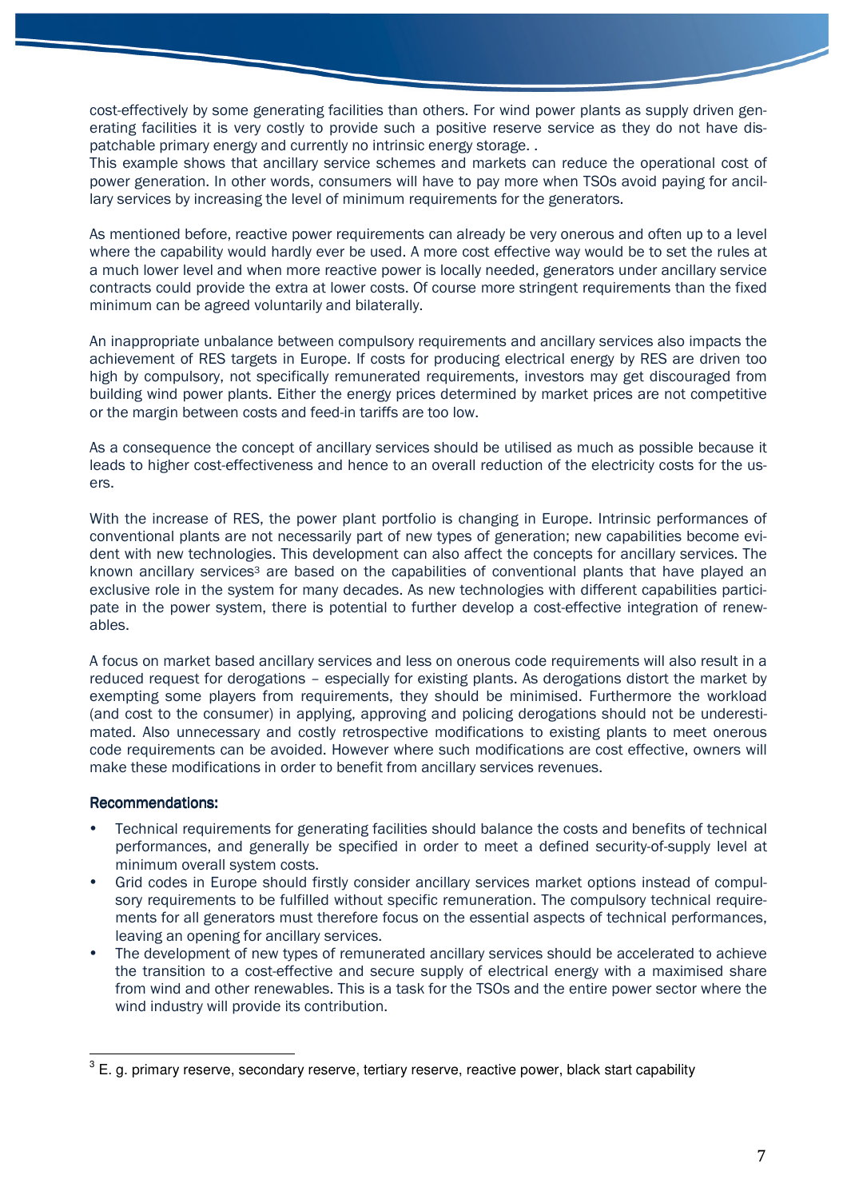cost-effectively by some generating facilities than others. For wind power plants as supply driven generating facilities it is very costly to provide such a positive reserve service as they do not have dispatchable primary energy and currently no intrinsic energy storage. .
This example shows that ancillary service schemes and markets can reduce the operational cost of power generation. In other words, consumers will have to pay more when TSOs avoid paying for ancillary services by increasing the level of minimum requirements for the generators.

As mentioned before, reactive power requirements can already be very onerous and often up to a level where the capability would hardly ever be used. A more cost effective way would be to set the rules at a much lower level and when more reactive power is locally needed, generators under ancillary service contracts could provide the extra at lower costs. Of course more stringent requirements than the fixed minimum can be agreed voluntarily and bilaterally.

An inappropriate unbalance between compulsory requirements and ancillary services also impacts the achievement of RES targets in Europe. If costs for producing electrical energy by RES are driven too high by compulsory, not specifically remunerated requirements, investors may get discouraged from building wind power plants. Either the energy prices determined by market prices are not competitive or the margin between costs and feed-in tariffs are too low.

As a consequence the concept of ancillary services should be utilised as much as possible because it leads to higher cost-effectiveness and hence to an overall reduction of the electricity costs for the users.

With the increase of RES, the power plant portfolio is changing in Europe. Intrinsic performances of conventional plants are not necessarily part of new types of generation; new capabilities become evident with new technologies. This development can also affect the concepts for ancillary services. The known ancillary services[3] are based on the capabilities of conventional plants that have played an exclusive role in the system for many decades. As new technologies with different capabilities participate in the power system, there is potential to further develop a cost-effective integration of renewables.

A focus on market based ancillary services and less on onerous code requirements will also result in a reduced request for derogations – especially for existing plants. As derogations distort the market by exempting some players from requirements, they should be minimised. Furthermore the workload (and cost to the consumer) in applying, approving and policing derogations should not be underestimated. Also unnecessary and costly retrospective modifications to existing plants to meet onerous code requirements can be avoided. However where such modifications are cost effective, owners will make these modifications in order to benefit from ancillary services revenues.

**Recommendations:**

- Technical requirements for generating facilities should balance the costs and benefits of technical performances, and generally be specified in order to meet a defined security-of-supply level at minimum overall system costs.
- Grid codes in Europe should firstly consider ancillary services market options instead of compulsory requirements to be fulfilled without specific remuneration. The compulsory technical requirements for all generators must therefore focus on the essential aspects of technical performances, leaving an opening for ancillary services.
- The development of new types of remunerated ancillary services should be accelerated to achieve the transition to a cost-effective and secure supply of electrical energy with a maximised share from wind and other renewables. This is a task for the TSOs and the entire power sector where the wind industry will provide its contribution.

[3] E. g. primary reserve, secondary reserve, tertiary reserve, reactive power, black start capability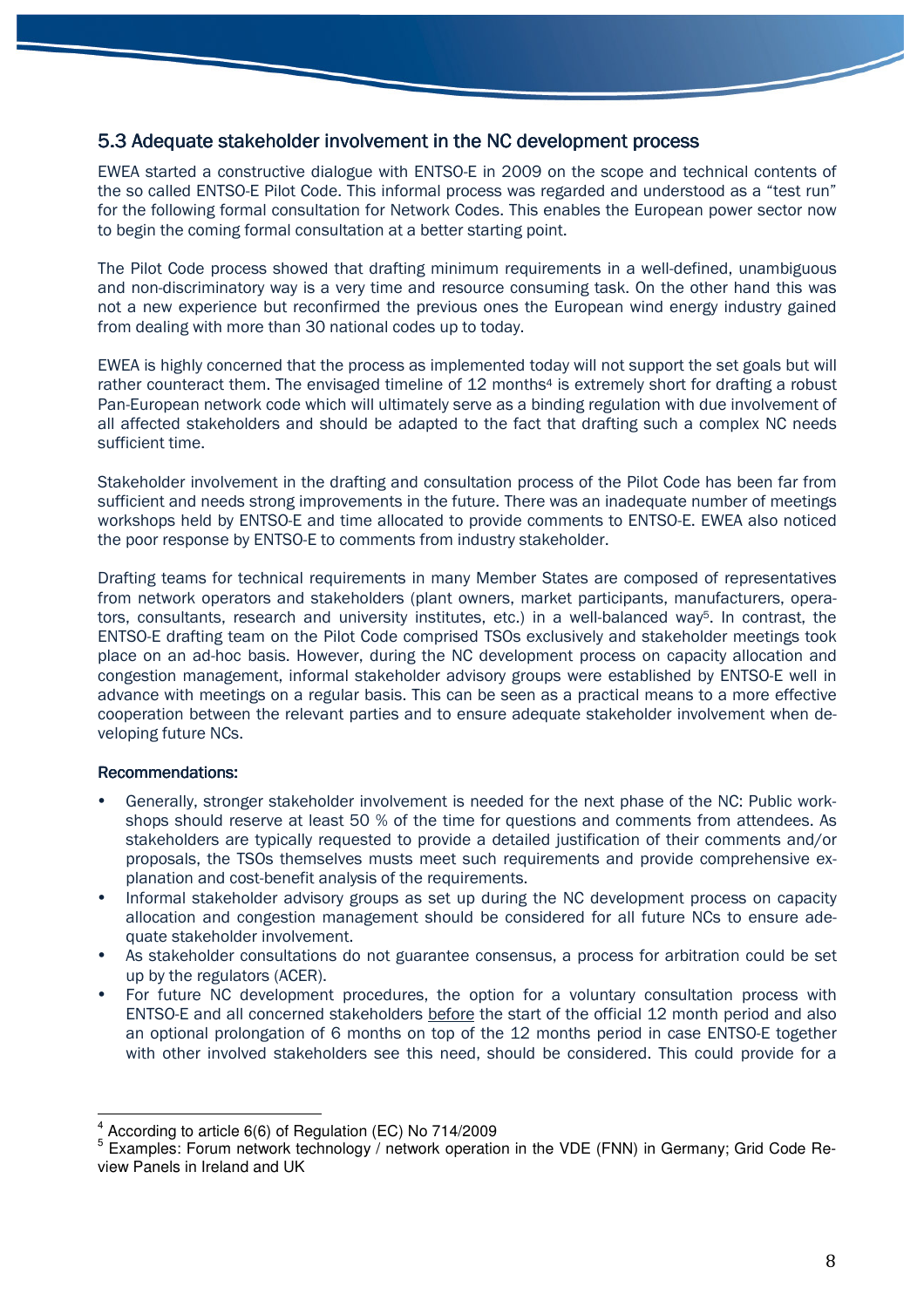## 5.3 Adequate stakeholder involvement in the NC development process

EWEA started a constructive dialogue with ENTSO-E in 2009 on the scope and technical contents of the so called ENTSO-E Pilot Code. This informal process was regarded and understood as a "test run" for the following formal consultation for Network Codes. This enables the European power sector now to begin the coming formal consultation at a better starting point.

The Pilot Code process showed that drafting minimum requirements in a well-defined, unambiguous and non-discriminatory way is a very time and resource consuming task. On the other hand this was not a new experience but reconfirmed the previous ones the European wind energy industry gained from dealing with more than 30 national codes up to today.

EWEA is highly concerned that the process as implemented today will not support the set goals but will rather counteract them. The envisaged timeline of 12 months[4] is extremely short for drafting a robust Pan-European network code which will ultimately serve as a binding regulation with due involvement of all affected stakeholders and should be adapted to the fact that drafting such a complex NC needs sufficient time.

Stakeholder involvement in the drafting and consultation process of the Pilot Code has been far from sufficient and needs strong improvements in the future. There was an inadequate number of meetings workshops held by ENTSO-E and time allocated to provide comments to ENTSO-E. EWEA also noticed the poor response by ENTSO-E to comments from industry stakeholder.

Drafting teams for technical requirements in many Member States are composed of representatives from network operators and stakeholders (plant owners, market participants, manufacturers, operators, consultants, research and university institutes, etc.) in a well-balanced way[5]. In contrast, the ENTSO-E drafting team on the Pilot Code comprised TSOs exclusively and stakeholder meetings took place on an ad-hoc basis. However, during the NC development process on capacity allocation and congestion management, informal stakeholder advisory groups were established by ENTSO-E well in advance with meetings on a regular basis. This can be seen as a practical means to a more effective cooperation between the relevant parties and to ensure adequate stakeholder involvement when developing future NCs.

**Recommendations:**

- Generally, stronger stakeholder involvement is needed for the next phase of the NC: Public workshops should reserve at least 50 % of the time for questions and comments from attendees. As stakeholders are typically requested to provide a detailed justification of their comments and/or proposals, the TSOs themselves musts meet such requirements and provide comprehensive explanation and cost-benefit analysis of the requirements.
- Informal stakeholder advisory groups as set up during the NC development process on capacity allocation and congestion management should be considered for all future NCs to ensure adequate stakeholder involvement.
- As stakeholder consultations do not guarantee consensus, a process for arbitration could be set up by the regulators (ACER).
- For future NC development procedures, the option for a voluntary consultation process with ENTSO-E and all concerned stakeholders before the start of the official 12 month period and also an optional prolongation of 6 months on top of the 12 months period in case ENTSO-E together with other involved stakeholders see this need, should be considered. This could provide for a

---

[4] According to article 6(6) of Regulation (EC) No 714/2009

[5] Examples: Forum network technology / network operation in the VDE (FNN) in Germany; Grid Code Review Panels in Ireland and UK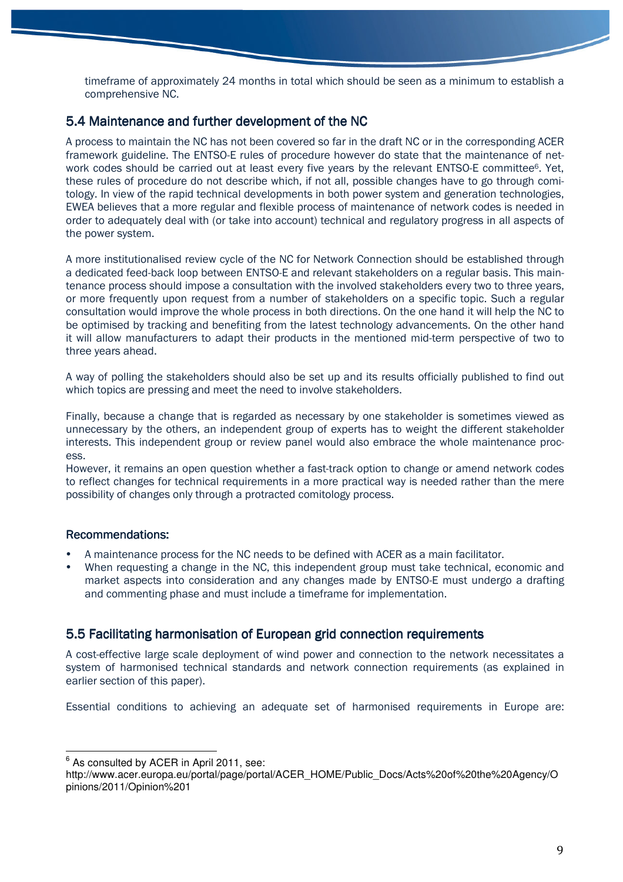timeframe of approximately 24 months in total which should be seen as a minimum to establish a comprehensive NC.

## 5.4 Maintenance and further development of the NC

A process to maintain the NC has not been covered so far in the draft NC or in the corresponding ACER framework guideline. The ENTSO-E rules of procedure however do state that the maintenance of network codes should be carried out at least every five years by the relevant ENTSO-E committee[6]. Yet, these rules of procedure do not describe which, if not all, possible changes have to go through comitology. In view of the rapid technical developments in both power system and generation technologies, EWEA believes that a more regular and flexible process of maintenance of network codes is needed in order to adequately deal with (or take into account) technical and regulatory progress in all aspects of the power system.

A more institutionalised review cycle of the NC for Network Connection should be established through a dedicated feed-back loop between ENTSO-E and relevant stakeholders on a regular basis. This maintenance process should impose a consultation with the involved stakeholders every two to three years, or more frequently upon request from a number of stakeholders on a specific topic. Such a regular consultation would improve the whole process in both directions. On the one hand it will help the NC to be optimised by tracking and benefiting from the latest technology advancements. On the other hand it will allow manufacturers to adapt their products in the mentioned mid-term perspective of two to three years ahead.

A way of polling the stakeholders should also be set up and its results officially published to find out which topics are pressing and meet the need to involve stakeholders.

Finally, because a change that is regarded as necessary by one stakeholder is sometimes viewed as unnecessary by the others, an independent group of experts has to weight the different stakeholder interests. This independent group or review panel would also embrace the whole maintenance process.

However, it remains an open question whether a fast-track option to change or amend network codes to reflect changes for technical requirements in a more practical way is needed rather than the mere possibility of changes only through a protracted comitology process.

### Recommendations:

- A maintenance process for the NC needs to be defined with ACER as a main facilitator.
- When requesting a change in the NC, this independent group must take technical, economic and market aspects into consideration and any changes made by ENTSO-E must undergo a drafting and commenting phase and must include a timeframe for implementation.

## 5.5 Facilitating harmonisation of European grid connection requirements

A cost-effective large scale deployment of wind power and connection to the network necessitates a system of harmonised technical standards and network connection requirements (as explained in earlier section of this paper).

Essential conditions to achieving an adequate set of harmonised requirements in Europe are:

[6] As consulted by ACER in April 2011, see: http://www.acer.europa.eu/portal/page/portal/ACER_HOME/Public_Docs/Acts%20of%20the%20Agency/Opinions/2011/Opinion%201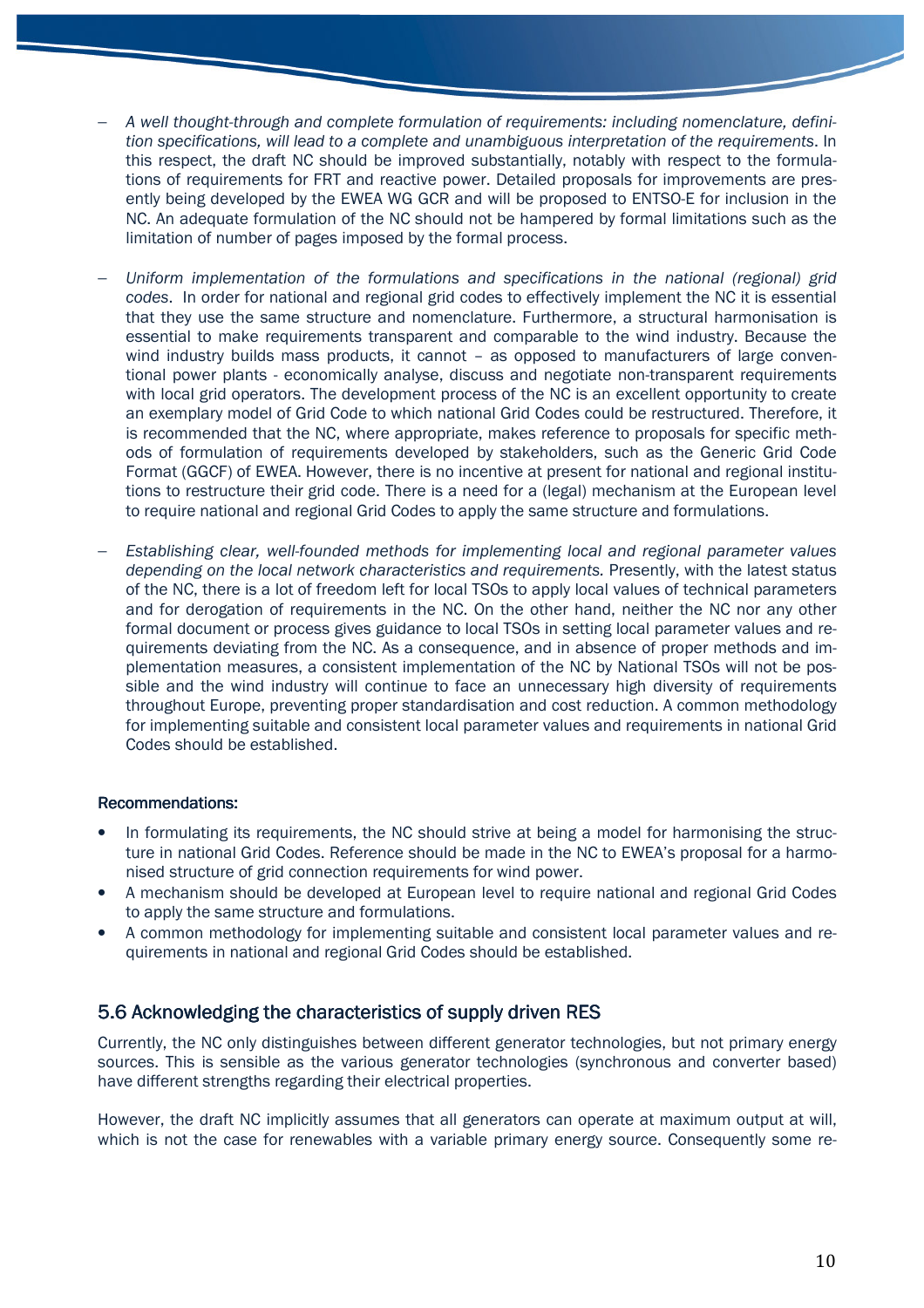- *A well thought-through and complete formulation of requirements: including nomenclature, definition specifications, will lead to a complete and unambiguous interpretation of the requirements*. In this respect, the draft NC should be improved substantially, notably with respect to the formulations of requirements for FRT and reactive power. Detailed proposals for improvements are presently being developed by the EWEA WG GCR and will be proposed to ENTSO-E for inclusion in the NC. An adequate formulation of the NC should not be hampered by formal limitations such as the limitation of number of pages imposed by the formal process.

- *Uniform implementation of the formulations and specifications in the national (regional) grid codes*. In order for national and regional grid codes to effectively implement the NC it is essential that they use the same structure and nomenclature. Furthermore, a structural harmonisation is essential to make requirements transparent and comparable to the wind industry. Because the wind industry builds mass products, it cannot – as opposed to manufacturers of large conventional power plants - economically analyse, discuss and negotiate non-transparent requirements with local grid operators. The development process of the NC is an excellent opportunity to create an exemplary model of Grid Code to which national Grid Codes could be restructured. Therefore, it is recommended that the NC, where appropriate, makes reference to proposals for specific methods of formulation of requirements developed by stakeholders, such as the Generic Grid Code Format (GGCF) of EWEA. However, there is no incentive at present for national and regional institutions to restructure their grid code. There is a need for a (legal) mechanism at the European level to require national and regional Grid Codes to apply the same structure and formulations.

- *Establishing clear, well-founded methods for implementing local and regional parameter values depending on the local network characteristics and requirements.* Presently, with the latest status of the NC, there is a lot of freedom left for local TSOs to apply local values of technical parameters and for derogation of requirements in the NC. On the other hand, neither the NC nor any other formal document or process gives guidance to local TSOs in setting local parameter values and requirements deviating from the NC. As a consequence, and in absence of proper methods and implementation measures, a consistent implementation of the NC by National TSOs will not be possible and the wind industry will continue to face an unnecessary high diversity of requirements throughout Europe, preventing proper standardisation and cost reduction. A common methodology for implementing suitable and consistent local parameter values and requirements in national Grid Codes should be established.

**Recommendations:**

- In formulating its requirements, the NC should strive at being a model for harmonising the structure in national Grid Codes. Reference should be made in the NC to EWEA's proposal for a harmonised structure of grid connection requirements for wind power.
- A mechanism should be developed at European level to require national and regional Grid Codes to apply the same structure and formulations.
- A common methodology for implementing suitable and consistent local parameter values and requirements in national and regional Grid Codes should be established.

## 5.6 Acknowledging the characteristics of supply driven RES

Currently, the NC only distinguishes between different generator technologies, but not primary energy sources. This is sensible as the various generator technologies (synchronous and converter based) have different strengths regarding their electrical properties.

However, the draft NC implicitly assumes that all generators can operate at maximum output at will, which is not the case for renewables with a variable primary energy source. Consequently some re-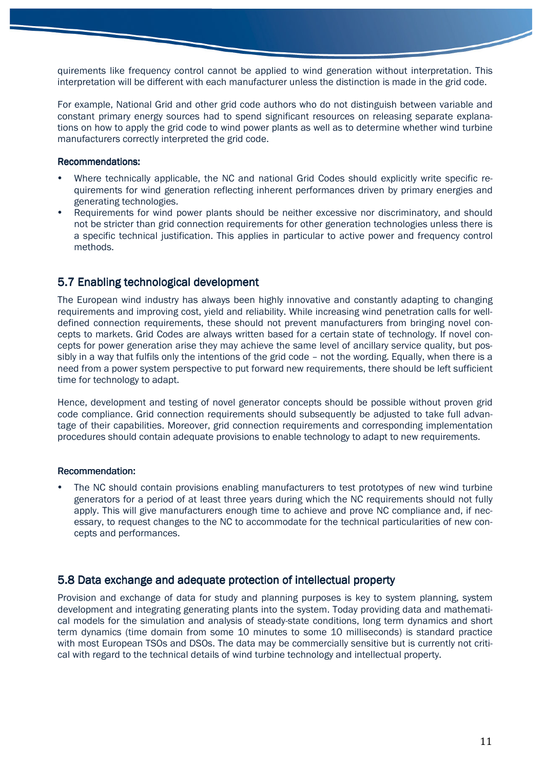quirements like frequency control cannot be applied to wind generation without interpretation. This interpretation will be different with each manufacturer unless the distinction is made in the grid code.

For example, National Grid and other grid code authors who do not distinguish between variable and constant primary energy sources had to spend significant resources on releasing separate explanations on how to apply the grid code to wind power plants as well as to determine whether wind turbine manufacturers correctly interpreted the grid code.

**Recommendations:**

- Where technically applicable, the NC and national Grid Codes should explicitly write specific requirements for wind generation reflecting inherent performances driven by primary energies and generating technologies.
- Requirements for wind power plants should be neither excessive nor discriminatory, and should not be stricter than grid connection requirements for other generation technologies unless there is a specific technical justification. This applies in particular to active power and frequency control methods.

## 5.7 Enabling technological development

The European wind industry has always been highly innovative and constantly adapting to changing requirements and improving cost, yield and reliability. While increasing wind penetration calls for well-defined connection requirements, these should not prevent manufacturers from bringing novel concepts to markets. Grid Codes are always written based for a certain state of technology. If novel concepts for power generation arise they may achieve the same level of ancillary service quality, but possibly in a way that fulfils only the intentions of the grid code – not the wording. Equally, when there is a need from a power system perspective to put forward new requirements, there should be left sufficient time for technology to adapt.

Hence, development and testing of novel generator concepts should be possible without proven grid code compliance. Grid connection requirements should subsequently be adjusted to take full advantage of their capabilities. Moreover, grid connection requirements and corresponding implementation procedures should contain adequate provisions to enable technology to adapt to new requirements.

**Recommendation:**

- The NC should contain provisions enabling manufacturers to test prototypes of new wind turbine generators for a period of at least three years during which the NC requirements should not fully apply. This will give manufacturers enough time to achieve and prove NC compliance and, if necessary, to request changes to the NC to accommodate for the technical particularities of new concepts and performances.

## 5.8 Data exchange and adequate protection of intellectual property

Provision and exchange of data for study and planning purposes is key to system planning, system development and integrating generating plants into the system. Today providing data and mathematical models for the simulation and analysis of steady-state conditions, long term dynamics and short term dynamics (time domain from some 10 minutes to some 10 milliseconds) is standard practice with most European TSOs and DSOs. The data may be commercially sensitive but is currently not critical with regard to the technical details of wind turbine technology and intellectual property.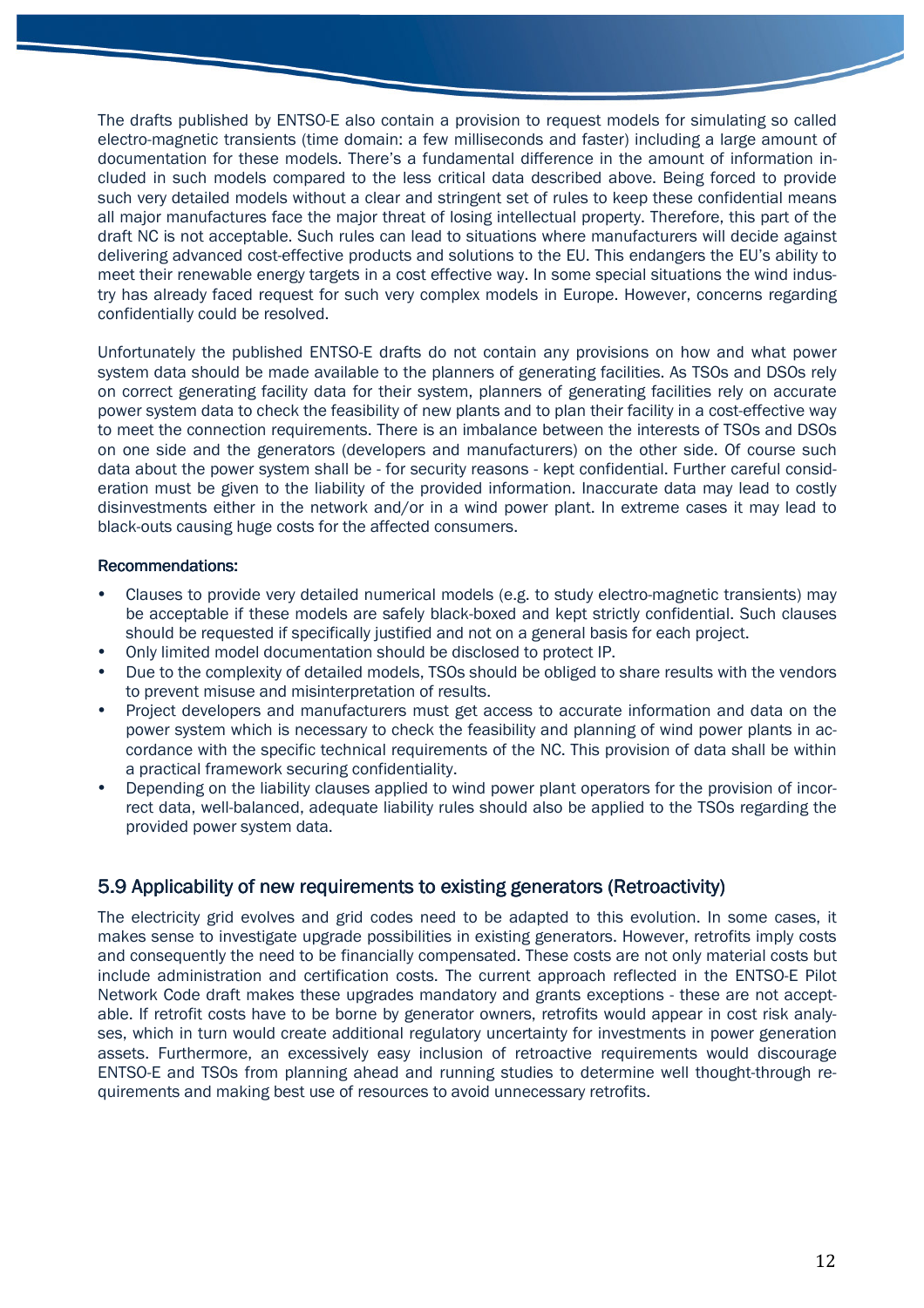The drafts published by ENTSO-E also contain a provision to request models for simulating so called electro-magnetic transients (time domain: a few milliseconds and faster) including a large amount of documentation for these models. There's a fundamental difference in the amount of information included in such models compared to the less critical data described above. Being forced to provide such very detailed models without a clear and stringent set of rules to keep these confidential means all major manufactures face the major threat of losing intellectual property. Therefore, this part of the draft NC is not acceptable. Such rules can lead to situations where manufacturers will decide against delivering advanced cost-effective products and solutions to the EU. This endangers the EU's ability to meet their renewable energy targets in a cost effective way. In some special situations the wind industry has already faced request for such very complex models in Europe. However, concerns regarding confidentially could be resolved.

Unfortunately the published ENTSO-E drafts do not contain any provisions on how and what power system data should be made available to the planners of generating facilities. As TSOs and DSOs rely on correct generating facility data for their system, planners of generating facilities rely on accurate power system data to check the feasibility of new plants and to plan their facility in a cost-effective way to meet the connection requirements. There is an imbalance between the interests of TSOs and DSOs on one side and the generators (developers and manufacturers) on the other side. Of course such data about the power system shall be - for security reasons - kept confidential. Further careful consideration must be given to the liability of the provided information. Inaccurate data may lead to costly disinvestments either in the network and/or in a wind power plant. In extreme cases it may lead to black-outs causing huge costs for the affected consumers.

**Recommendations:**

- Clauses to provide very detailed numerical models (e.g. to study electro-magnetic transients) may be acceptable if these models are safely black-boxed and kept strictly confidential. Such clauses should be requested if specifically justified and not on a general basis for each project.
- Only limited model documentation should be disclosed to protect IP.
- Due to the complexity of detailed models, TSOs should be obliged to share results with the vendors to prevent misuse and misinterpretation of results.
- Project developers and manufacturers must get access to accurate information and data on the power system which is necessary to check the feasibility and planning of wind power plants in accordance with the specific technical requirements of the NC. This provision of data shall be within a practical framework securing confidentiality.
- Depending on the liability clauses applied to wind power plant operators for the provision of incorrect data, well-balanced, adequate liability rules should also be applied to the TSOs regarding the provided power system data.

## 5.9 Applicability of new requirements to existing generators (Retroactivity)

The electricity grid evolves and grid codes need to be adapted to this evolution. In some cases, it makes sense to investigate upgrade possibilities in existing generators. However, retrofits imply costs and consequently the need to be financially compensated. These costs are not only material costs but include administration and certification costs. The current approach reflected in the ENTSO-E Pilot Network Code draft makes these upgrades mandatory and grants exceptions - these are not acceptable. If retrofit costs have to be borne by generator owners, retrofits would appear in cost risk analyses, which in turn would create additional regulatory uncertainty for investments in power generation assets. Furthermore, an excessively easy inclusion of retroactive requirements would discourage ENTSO-E and TSOs from planning ahead and running studies to determine well thought-through requirements and making best use of resources to avoid unnecessary retrofits.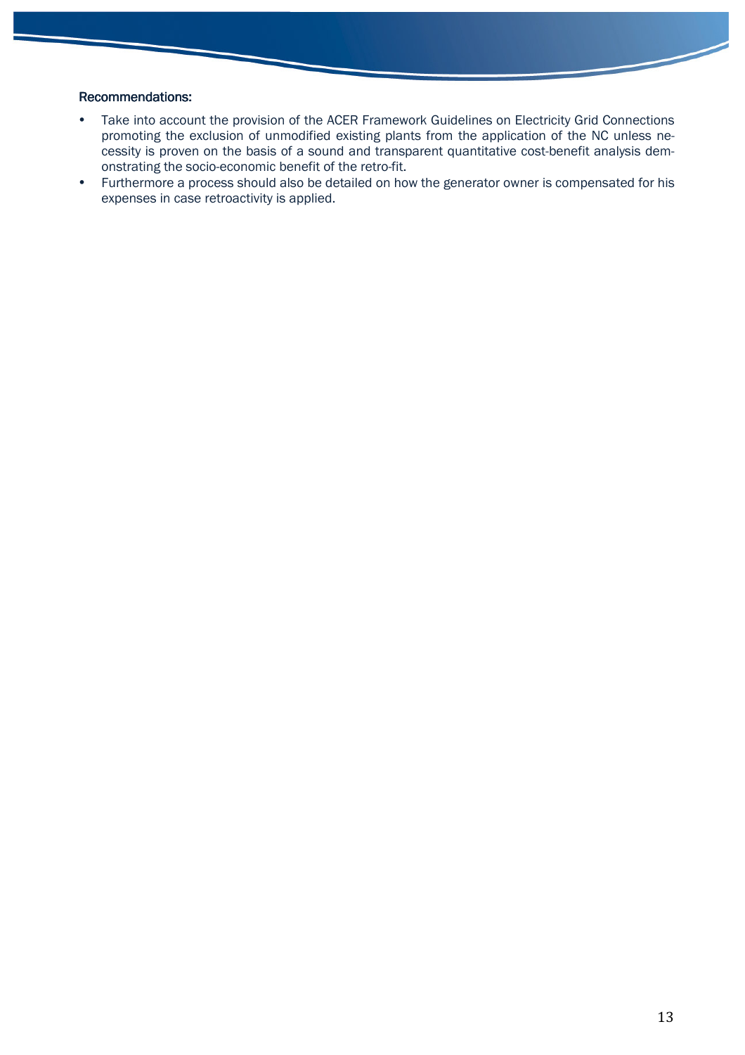**Recommendations:**

- Take into account the provision of the ACER Framework Guidelines on Electricity Grid Connections promoting the exclusion of unmodified existing plants from the application of the NC unless necessity is proven on the basis of a sound and transparent quantitative cost-benefit analysis demonstrating the socio-economic benefit of the retro-fit.
- Furthermore a process should also be detailed on how the generator owner is compensated for his expenses in case retroactivity is applied.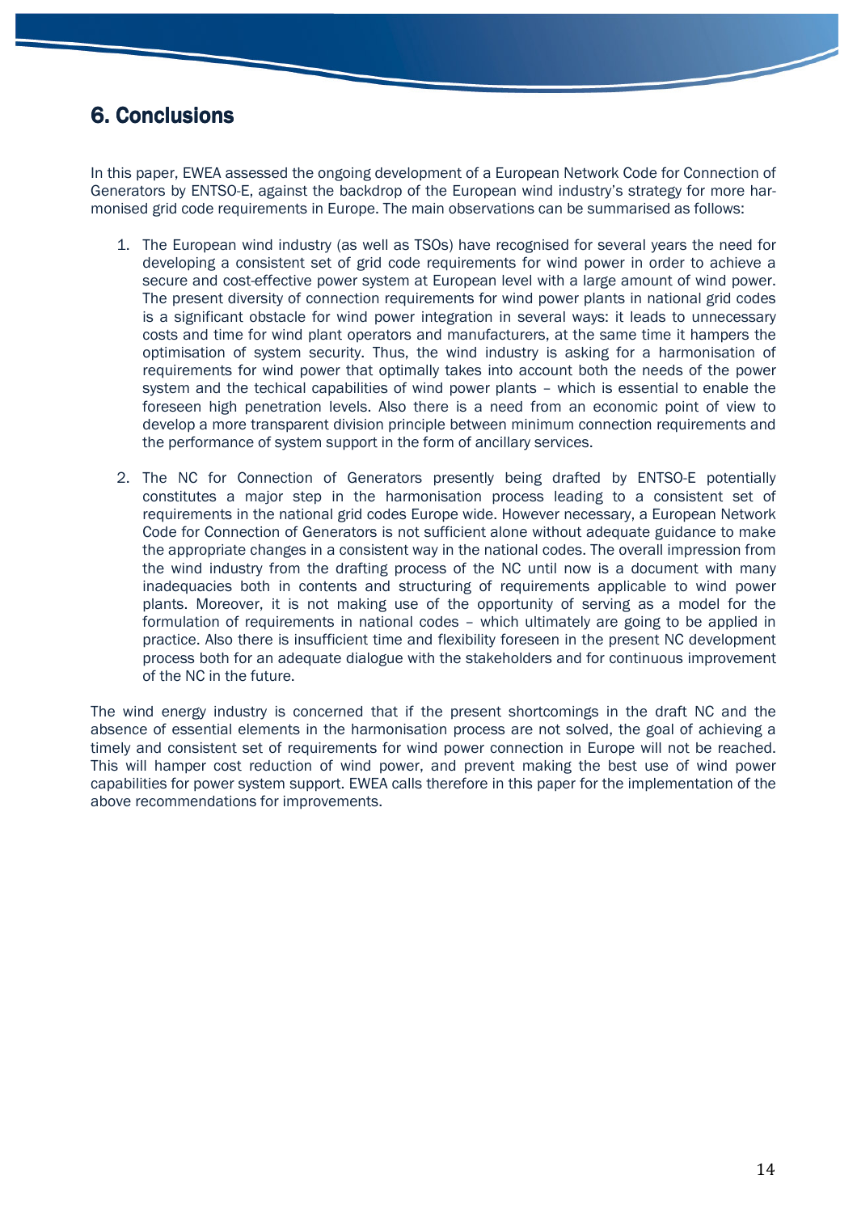# 6. Conclusions

In this paper, EWEA assessed the ongoing development of a European Network Code for Connection of Generators by ENTSO-E, against the backdrop of the European wind industry's strategy for more harmonised grid code requirements in Europe. The main observations can be summarised as follows:

1. The European wind industry (as well as TSOs) have recognised for several years the need for developing a consistent set of grid code requirements for wind power in order to achieve a secure and cost-effective power system at European level with a large amount of wind power. The present diversity of connection requirements for wind power plants in national grid codes is a significant obstacle for wind power integration in several ways: it leads to unnecessary costs and time for wind plant operators and manufacturers, at the same time it hampers the optimisation of system security. Thus, the wind industry is asking for a harmonisation of requirements for wind power that optimally takes into account both the needs of the power system and the techical capabilities of wind power plants – which is essential to enable the foreseen high penetration levels. Also there is a need from an economic point of view to develop a more transparent division principle between minimum connection requirements and the performance of system support in the form of ancillary services.

2. The NC for Connection of Generators presently being drafted by ENTSO-E potentially constitutes a major step in the harmonisation process leading to a consistent set of requirements in the national grid codes Europe wide. However necessary, a European Network Code for Connection of Generators is not sufficient alone without adequate guidance to make the appropriate changes in a consistent way in the national codes. The overall impression from the wind industry from the drafting process of the NC until now is a document with many inadequacies both in contents and structuring of requirements applicable to wind power plants. Moreover, it is not making use of the opportunity of serving as a model for the formulation of requirements in national codes – which ultimately are going to be applied in practice. Also there is insufficient time and flexibility foreseen in the present NC development process both for an adequate dialogue with the stakeholders and for continuous improvement of the NC in the future.

The wind energy industry is concerned that if the present shortcomings in the draft NC and the absence of essential elements in the harmonisation process are not solved, the goal of achieving a timely and consistent set of requirements for wind power connection in Europe will not be reached. This will hamper cost reduction of wind power, and prevent making the best use of wind power capabilities for power system support. EWEA calls therefore in this paper for the implementation of the above recommendations for improvements.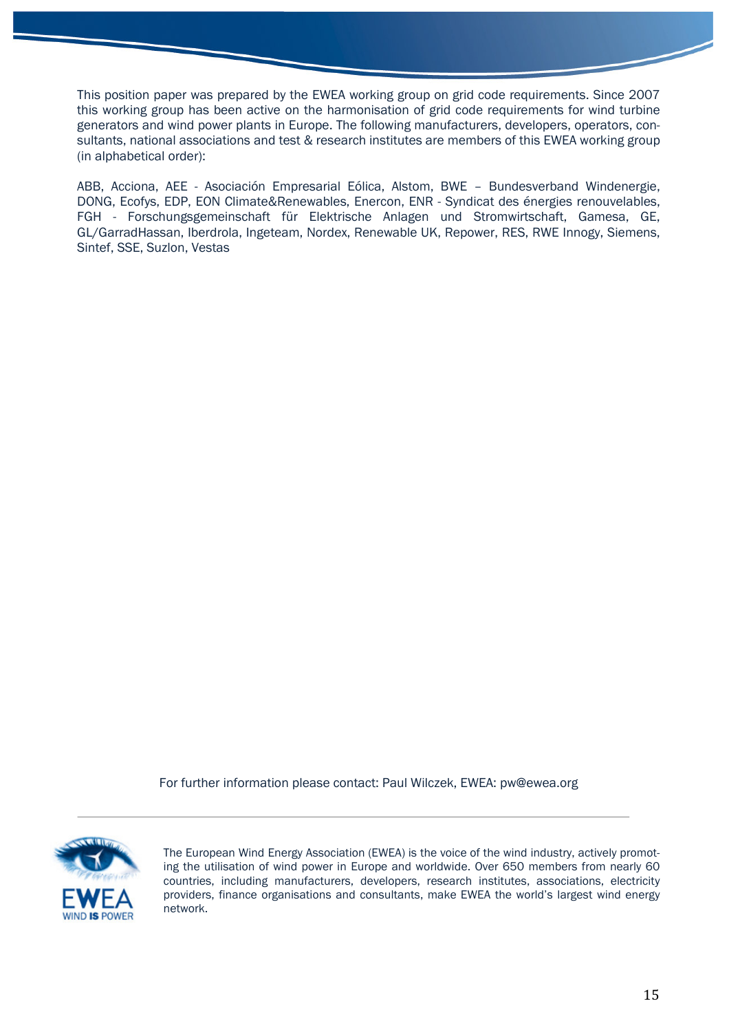This position paper was prepared by the EWEA working group on grid code requirements. Since 2007 this working group has been active on the harmonisation of grid code requirements for wind turbine generators and wind power plants in Europe. The following manufacturers, developers, operators, consultants, national associations and test & research institutes are members of this EWEA working group (in alphabetical order):

ABB, Acciona, AEE - Asociación Empresarial Eólica, Alstom, BWE – Bundesverband Windenergie, DONG, Ecofys, EDP, EON Climate&Renewables, Enercon, ENR - Syndicat des énergies renouvelables, FGH - Forschungsgemeinschaft für Elektrische Anlagen und Stromwirtschaft, Gamesa, GE, GL/GarradHassan, Iberdrola, Ingeteam, Nordex, Renewable UK, Repower, RES, RWE Innogy, Siemens, Sintef, SSE, Suzlon, Vestas

For further information please contact: Paul Wilczek, EWEA: pw@ewea.org

---

The European Wind Energy Association (EWEA) is the voice of the wind industry, actively promoting the utilisation of wind power in Europe and worldwide. Over 650 members from nearly 60 countries, including manufacturers, developers, research institutes, associations, electricity providers, finance organisations and consultants, make EWEA the world's largest wind energy network.